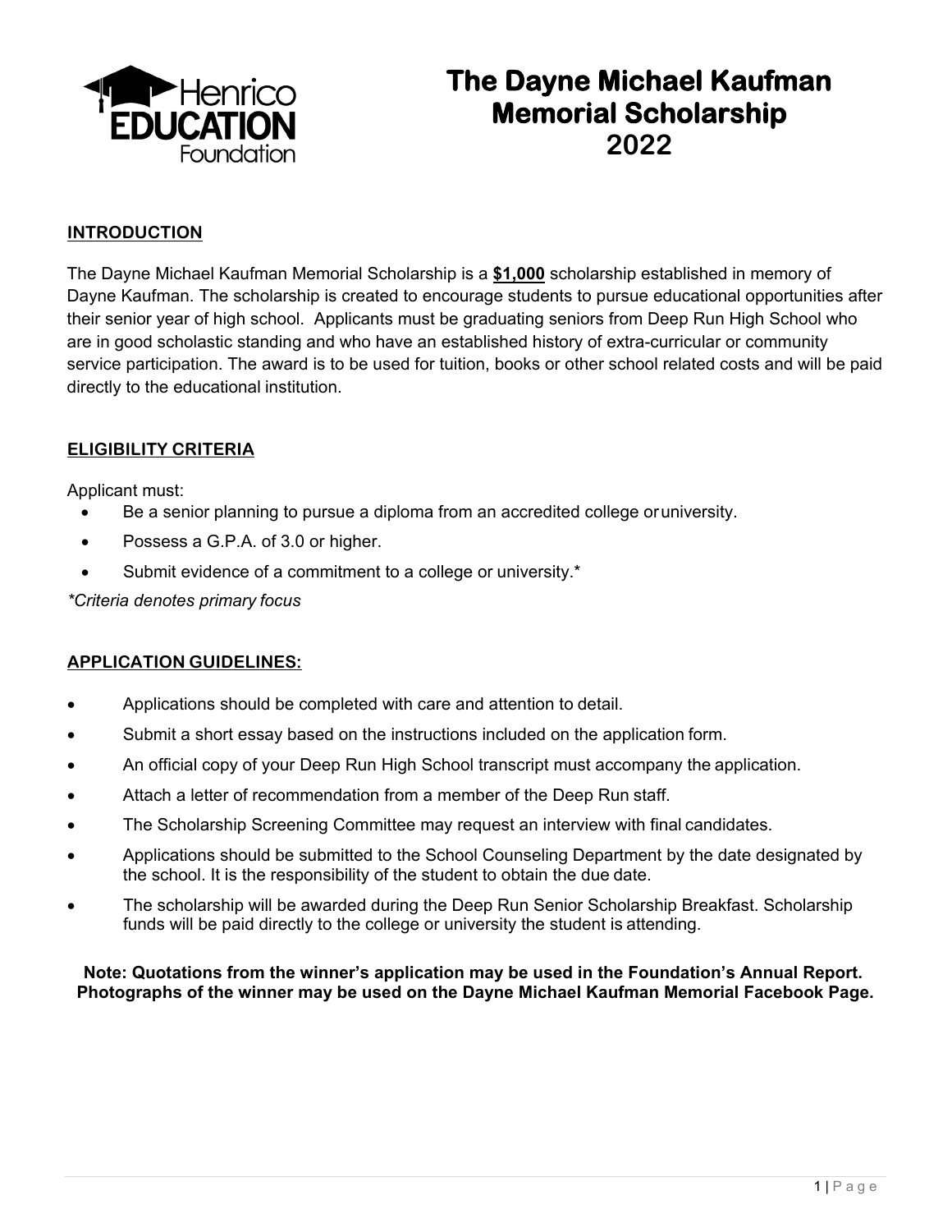Henrico EDUCATION Foundation

# The Dayne Michael Kaufman Memorial Scholarship 2022

## INTRODUCTION

The Dayne Michael Kaufman Memorial Scholarship is a **$1,000** scholarship established in memory of Dayne Kaufman. The scholarship is created to encourage students to pursue educational opportunities after their senior year of high school. Applicants must be graduating seniors from Deep Run High School who are in good scholastic standing and who have an established history of extra-curricular or community service participation. The award is to be used for tuition, books or other school related costs and will be paid directly to the educational institution.

## ELIGIBILITY CRITERIA

Applicant must:

- Be a senior planning to pursue a diploma from an accredited college or university.
- Possess a G.P.A. of 3.0 or higher.
- Submit evidence of a commitment to a college or university.*

*\*Criteria denotes primary focus*

## APPLICATION GUIDELINES:

- Applications should be completed with care and attention to detail.
- Submit a short essay based on the instructions included on the application form.
- An official copy of your Deep Run High School transcript must accompany the application.
- Attach a letter of recommendation from a member of the Deep Run staff.
- The Scholarship Screening Committee may request an interview with final candidates.
- Applications should be submitted to the School Counseling Department by the date designated by the school. It is the responsibility of the student to obtain the due date.
- The scholarship will be awarded during the Deep Run Senior Scholarship Breakfast. Scholarship funds will be paid directly to the college or university the student is attending.

**Note: Quotations from the winner's application may be used in the Foundation's Annual Report. Photographs of the winner may be used on the Dayne Michael Kaufman Memorial Facebook Page.**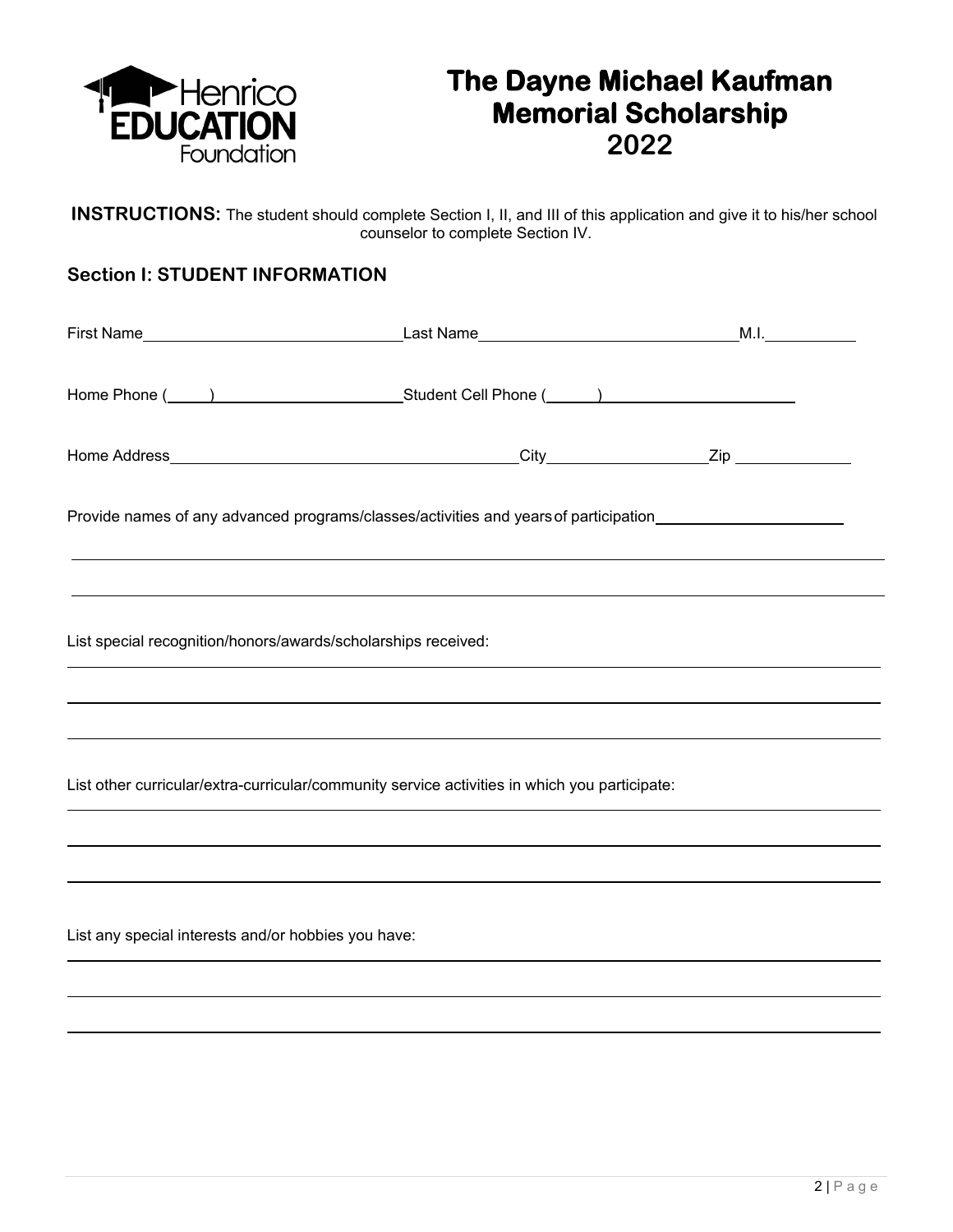# The Dayne Michael Kaufman Memorial Scholarship 2022

**INSTRUCTIONS:** The student should complete Section I, II, and III of this application and give it to his/her school counselor to complete Section IV.

## Section I: STUDENT INFORMATION

First Name\_\_\_\_\_\_\_\_\_\_\_\_\_\_\_\_\_\_\_\_\_\_\_\_\_\_\_\_ Last Name\_\_\_\_\_\_\_\_\_\_\_\_\_\_\_\_\_\_\_\_\_\_\_\_\_\_\_\_ M.I.\_\_\_\_\_\_\_\_\_\_

Home Phone (\_\_\_\_\_)\_\_\_\_\_\_\_\_\_\_\_\_\_\_\_\_\_\_\_\_\_ Student Cell Phone (\_\_\_\_\_\_)\_\_\_\_\_\_\_\_\_\_\_\_\_\_\_\_\_\_\_\_\_\_

Home Address\_\_\_\_\_\_\_\_\_\_\_\_\_\_\_\_\_\_\_\_\_\_\_\_\_\_\_\_\_\_\_\_\_\_\_\_\_\_\_ City\_\_\_\_\_\_\_\_\_\_\_\_\_\_\_\_\_\_ Zip \_\_\_\_\_\_\_\_\_\_\_\_\_

Provide names of any advanced programs/classes/activities and years of participation\_\_\_\_\_\_\_\_\_\_\_\_\_\_\_\_\_\_\_\_\_\_

List special recognition/honors/awards/scholarships received:

List other curricular/extra-curricular/community service activities in which you participate:

List any special interests and/or hobbies you have: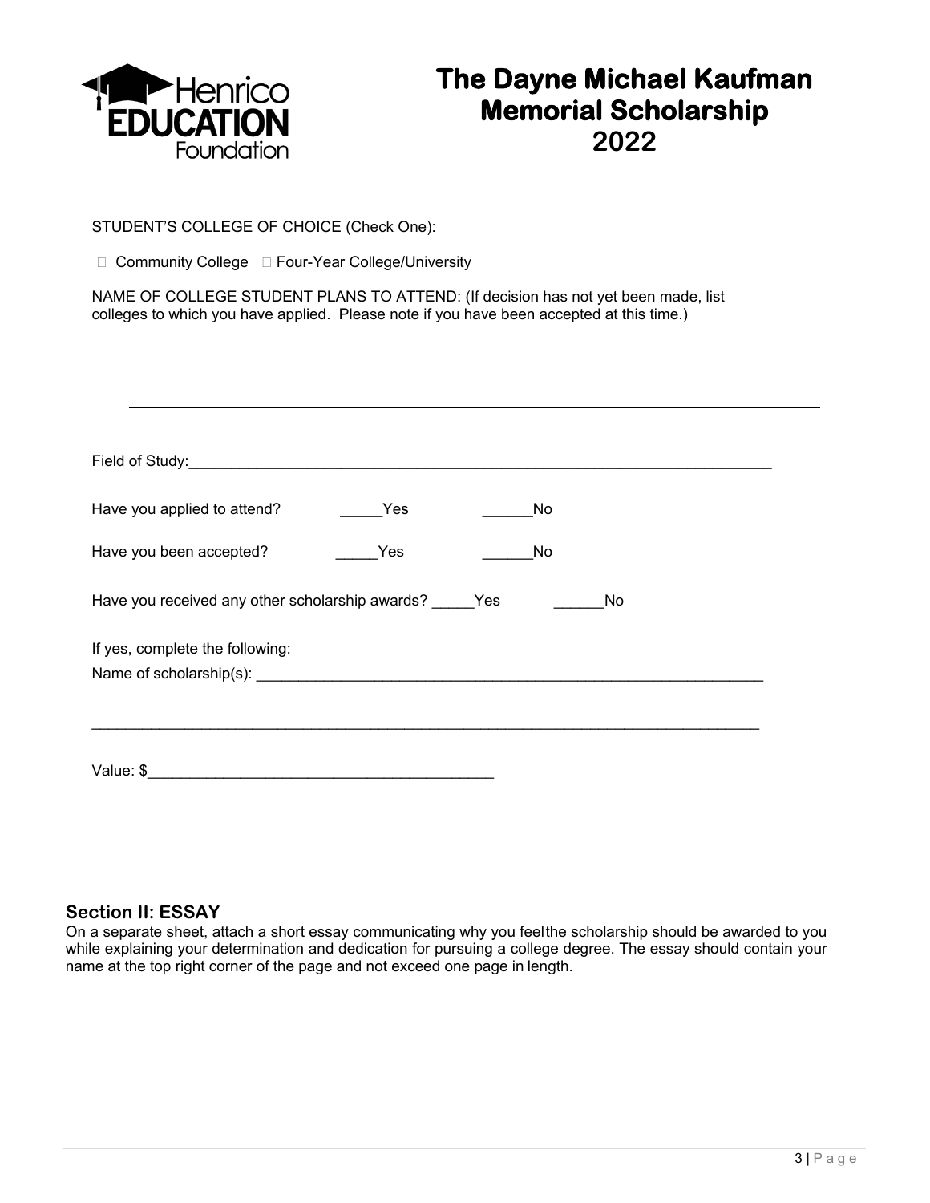# The Dayne Michael Kaufman Memorial Scholarship 2022

STUDENT'S COLLEGE OF CHOICE (Check One):

☐ Community College ☐ Four-Year College/University

NAME OF COLLEGE STUDENT PLANS TO ATTEND: (If decision has not yet been made, list colleges to which you have applied. Please note if you have been accepted at this time.)

\_\_\_\_\_\_\_\_\_\_\_\_\_\_\_\_\_\_\_\_\_\_\_\_\_\_\_\_\_\_\_\_\_\_\_\_\_\_\_\_\_\_\_\_\_\_\_\_\_\_\_\_\_\_\_\_\_\_\_\_\_\_\_\_\_\_\_\_\_\_

\_\_\_\_\_\_\_\_\_\_\_\_\_\_\_\_\_\_\_\_\_\_\_\_\_\_\_\_\_\_\_\_\_\_\_\_\_\_\_\_\_\_\_\_\_\_\_\_\_\_\_\_\_\_\_\_\_\_\_\_\_\_\_\_\_\_\_\_\_\_

Field of Study:\_\_\_\_\_\_\_\_\_\_\_\_\_\_\_\_\_\_\_\_\_\_\_\_\_\_\_\_\_\_\_\_\_\_\_\_\_\_\_\_\_\_\_\_\_\_\_\_\_\_\_\_\_\_\_\_\_\_\_\_\_\_\_\_

Have you applied to attend? \_\_\_\_\_Yes \_\_\_\_\_\_No

Have you been accepted? \_\_\_\_\_Yes \_\_\_\_\_\_No

Have you received any other scholarship awards? \_\_\_\_\_Yes \_\_\_\_\_\_No

If yes, complete the following:

Name of scholarship(s): \_\_\_\_\_\_\_\_\_\_\_\_\_\_\_\_\_\_\_\_\_\_\_\_\_\_\_\_\_\_\_\_\_\_\_\_\_\_\_\_\_\_\_\_\_\_\_\_\_\_\_\_\_\_\_\_

\_\_\_\_\_\_\_\_\_\_\_\_\_\_\_\_\_\_\_\_\_\_\_\_\_\_\_\_\_\_\_\_\_\_\_\_\_\_\_\_\_\_\_\_\_\_\_\_\_\_\_\_\_\_\_\_\_\_\_\_\_\_\_\_\_\_\_\_\_\_\_\_\_\_

Value: $\_\_\_\_\_\_\_\_\_\_\_\_\_\_\_\_\_\_\_\_\_\_\_\_\_\_\_\_\_\_\_\_\_\_\_\_\_\_\_\_

## Section II: ESSAY

On a separate sheet, attach a short essay communicating why you feelthe scholarship should be awarded to you while explaining your determination and dedication for pursuing a college degree. The essay should contain your name at the top right corner of the page and not exceed one page in length.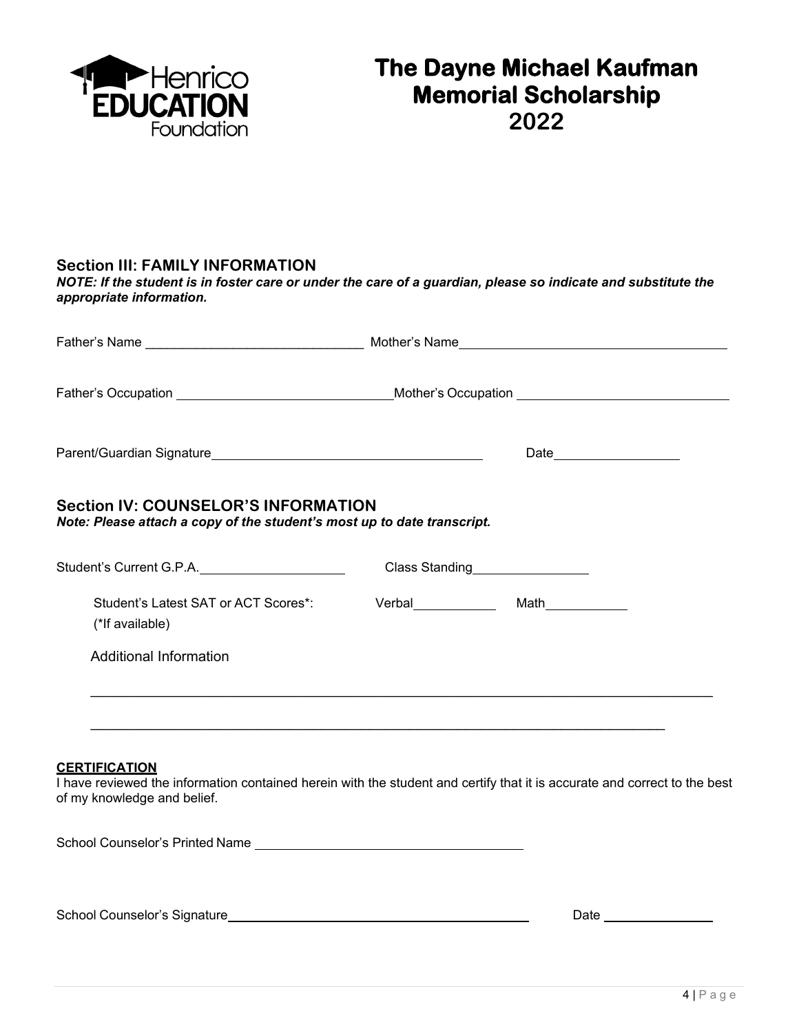# The Dayne Michael Kaufman Memorial Scholarship 2022

## Section III: FAMILY INFORMATION

***NOTE: If the student is in foster care or under the care of a guardian, please so indicate and substitute the appropriate information.***

Father's Name ______________________________ Mother's Name ______________________________

Father's Occupation ______________________________ Mother's Occupation ______________________________

Parent/Guardian Signature ______________________________ Date ________________

## Section IV: COUNSELOR'S INFORMATION

***Note: Please attach a copy of the student's most up to date transcript.***

Student's Current G.P.A. ________________ Class Standing ________________

Student's Latest SAT or ACT Scores*: Verbal ____________ Math ____________
(*If available)

Additional Information

_______________________________________________________________________________

_______________________________________________________________________________

**CERTIFICATION**

I have reviewed the information contained herein with the student and certify that it is accurate and correct to the best of my knowledge and belief.

School Counselor's Printed Name ______________________________

School Counselor's Signature ______________________________ Date ________________